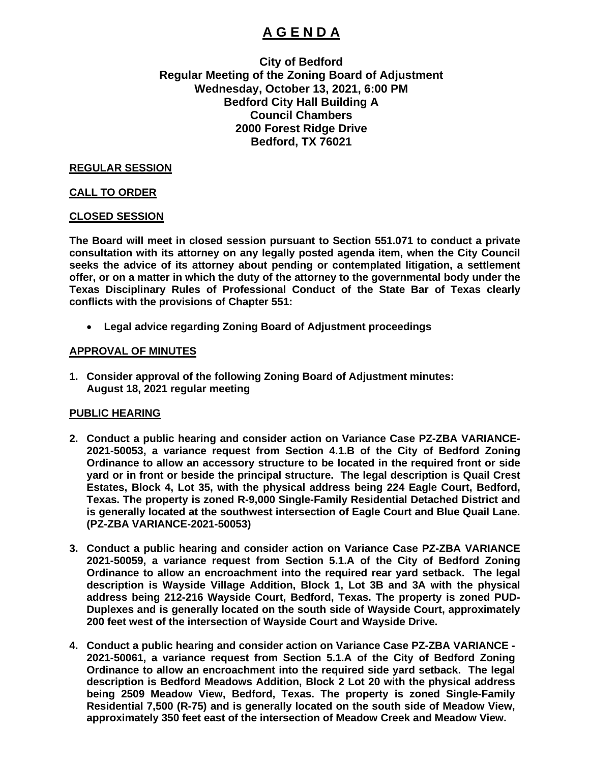# A G E N D A

**City of Bedford**
**Regular Meeting of the Zoning Board of Adjustment**
**Wednesday, October 13, 2021, 6:00 PM**
**Bedford City Hall Building A**
**Council Chambers**
**2000 Forest Ridge Drive**
**Bedford, TX 76021**

## REGULAR SESSION

## CALL TO ORDER

## CLOSED SESSION

**The Board will meet in closed session pursuant to Section 551.071 to conduct a private consultation with its attorney on any legally posted agenda item, when the City Council seeks the advice of its attorney about pending or contemplated litigation, a settlement offer, or on a matter in which the duty of the attorney to the governmental body under the Texas Disciplinary Rules of Professional Conduct of the State Bar of Texas clearly conflicts with the provisions of Chapter 551:**

- **Legal advice regarding Zoning Board of Adjustment proceedings**

## APPROVAL OF MINUTES

1. **Consider approval of the following Zoning Board of Adjustment minutes: August 18, 2021 regular meeting**

## PUBLIC HEARING

2. **Conduct a public hearing and consider action on Variance Case PZ-ZBA VARIANCE-2021-50053, a variance request from Section 4.1.B of the City of Bedford Zoning Ordinance to allow an accessory structure to be located in the required front or side yard or in front or beside the principal structure. The legal description is Quail Crest Estates, Block 4, Lot 35, with the physical address being 224 Eagle Court, Bedford, Texas. The property is zoned R-9,000 Single-Family Residential Detached District and is generally located at the southwest intersection of Eagle Court and Blue Quail Lane. (PZ-ZBA VARIANCE-2021-50053)**

3. **Conduct a public hearing and consider action on Variance Case PZ-ZBA VARIANCE 2021-50059, a variance request from Section 5.1.A of the City of Bedford Zoning Ordinance to allow an encroachment into the required rear yard setback. The legal description is Wayside Village Addition, Block 1, Lot 3B and 3A with the physical address being 212-216 Wayside Court, Bedford, Texas. The property is zoned PUD-Duplexes and is generally located on the south side of Wayside Court, approximately 200 feet west of the intersection of Wayside Court and Wayside Drive.**

4. **Conduct a public hearing and consider action on Variance Case PZ-ZBA VARIANCE - 2021-50061, a variance request from Section 5.1.A of the City of Bedford Zoning Ordinance to allow an encroachment into the required side yard setback. The legal description is Bedford Meadows Addition, Block 2 Lot 20 with the physical address being 2509 Meadow View, Bedford, Texas. The property is zoned Single-Family Residential 7,500 (R-75) and is generally located on the south side of Meadow View, approximately 350 feet east of the intersection of Meadow Creek and Meadow View.**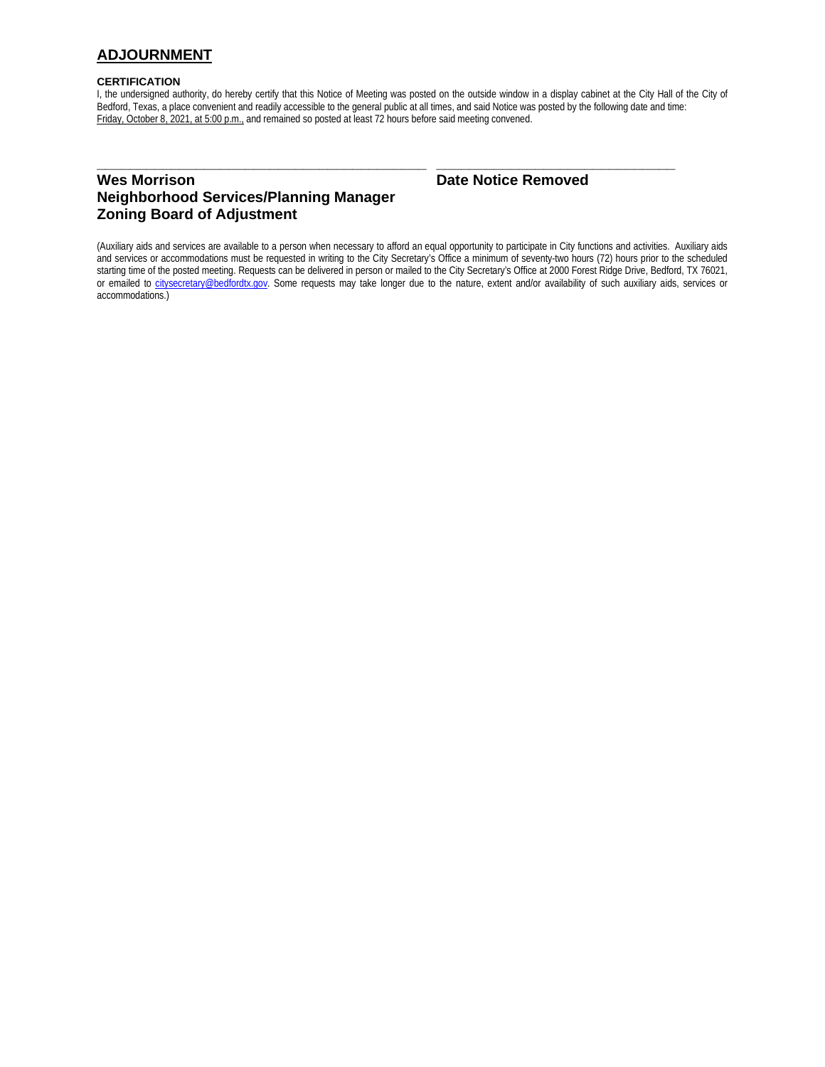## ADJOURNMENT

**CERTIFICATION**

I, the undersigned authority, do hereby certify that this Notice of Meeting was posted on the outside window in a display cabinet at the City Hall of the City of Bedford, Texas, a place convenient and readily accessible to the general public at all times, and said Notice was posted by the following date and time: Friday, October 8, 2021, at 5:00 p.m., and remained so posted at least 72 hours before said meeting convened.

\_\_\_\_\_\_\_\_\_\_\_\_\_\_\_\_\_\_\_\_\_\_\_\_\_\_\_\_\_\_\_\_\_\_\_\_\_\_\_\_\_\_\_\_\_\_\_\_ \_\_\_\_\_\_\_\_\_\_\_\_\_\_\_\_\_\_\_\_\_\_\_\_\_\_\_\_\_\_\_\_\_\_\_\_\_\_

**Wes Morrison**
**Neighborhood Services/Planning Manager**
**Zoning Board of Adjustment**

**Date Notice Removed**

(Auxiliary aids and services are available to a person when necessary to afford an equal opportunity to participate in City functions and activities. Auxiliary aids and services or accommodations must be requested in writing to the City Secretary's Office a minimum of seventy-two hours (72) hours prior to the scheduled starting time of the posted meeting. Requests can be delivered in person or mailed to the City Secretary's Office at 2000 Forest Ridge Drive, Bedford, TX 76021, or emailed to citysecretary@bedfordtx.gov. Some requests may take longer due to the nature, extent and/or availability of such auxiliary aids, services or accommodations.)